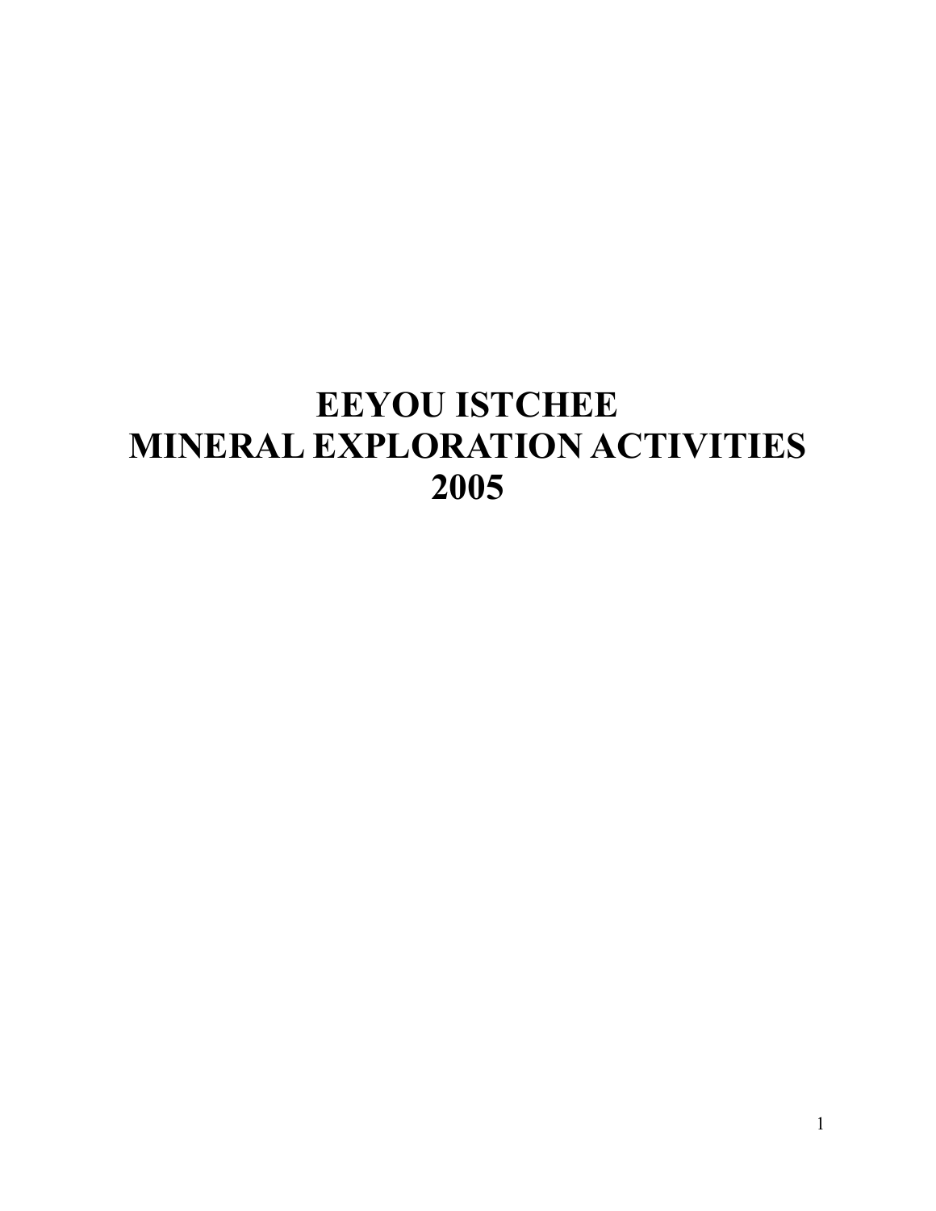# EEYOU ISTCHEE
# MINERAL EXPLORATION ACTIVITIES
# 2005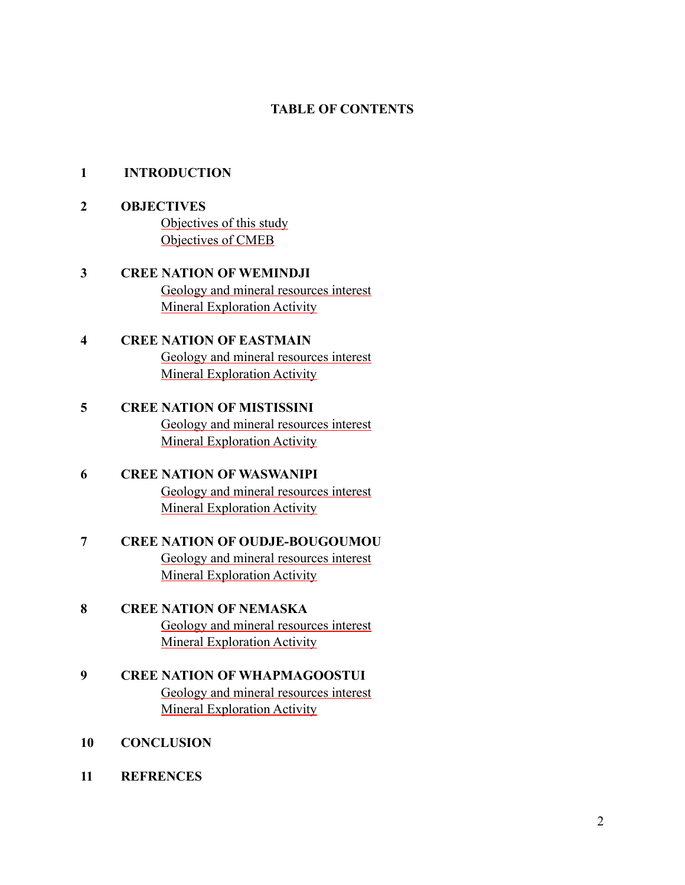# TABLE OF CONTENTS

**1 INTRODUCTION**

**2 OBJECTIVES**
- Objectives of this study
- Objectives of CMEB

**3 CREE NATION OF WEMINDJI**
- Geology and mineral resources interest
- Mineral Exploration Activity

**4 CREE NATION OF EASTMAIN**
- Geology and mineral resources interest
- Mineral Exploration Activity

**5 CREE NATION OF MISTISSINI**
- Geology and mineral resources interest
- Mineral Exploration Activity

**6 CREE NATION OF WASWANIPI**
- Geology and mineral resources interest
- Mineral Exploration Activity

**7 CREE NATION OF OUDJE-BOUGOUMOU**
- Geology and mineral resources interest
- Mineral Exploration Activity

**8 CREE NATION OF NEMASKA**
- Geology and mineral resources interest
- Mineral Exploration Activity

**9 CREE NATION OF WHAPMAGOOSTUI**
- Geology and mineral resources interest
- Mineral Exploration Activity

**10 CONCLUSION**

**11 REFRENCES**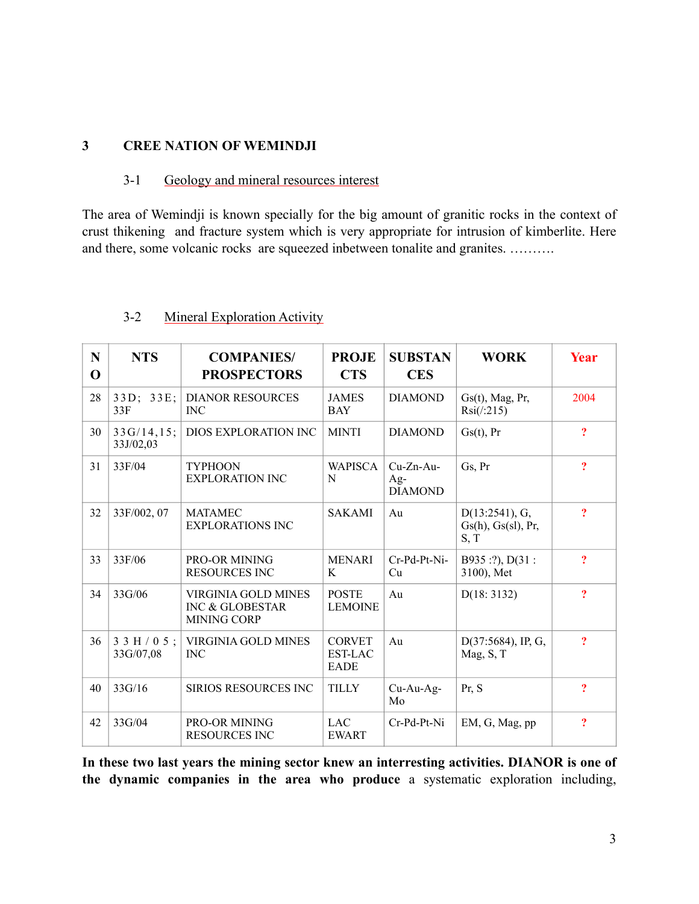## 3 CREE NATION OF WEMINDJI

### 3-1 Geology and mineral resources interest

The area of Wemindji is known specially for the big amount of granitic rocks in the context of crust thikening and fracture system which is very appropriate for intrusion of kimberlite. Here and there, some volcanic rocks are squeezed inbetween tonalite and granites. ……….

### 3-2 Mineral Exploration Activity

| NO | NTS | COMPANIES/ PROSPECTORS | PROJECTS | SUBSTANCES | WORK | Year |
|---|---|---|---|---|---|---|
| 28 | 33D; 33E; 33F | DIANOR RESOURCES INC | JAMES BAY | DIAMOND | Gs(t), Mag, Pr, Rsi(/:215) | 2004 |
| 30 | 33G/14,15; 33J/02,03 | DIOS EXPLORATION INC | MINTI | DIAMOND | Gs(t), Pr | ? |
| 31 | 33F/04 | TYPHOON EXPLORATION INC | WAPISCAN | Cu-Zn-Au-Ag-DIAMOND | Gs, Pr | ? |
| 32 | 33F/002, 07 | MATAMEC EXPLORATIONS INC | SAKAMI | Au | D(13:2541), G, Gs(h), Gs(sl), Pr, S, T | ? |
| 33 | 33F/06 | PRO-OR MINING RESOURCES INC | MENARIK | Cr-Pd-Pt-Ni-Cu | B935 :?), D(31 : 3100), Met | ? |
| 34 | 33G/06 | VIRGINIA GOLD MINES INC & GLOBESTAR MINING CORP | POSTE LEMOINE | Au | D(18: 3132) | ? |
| 36 | 33H/05; 33G/07,08 | VIRGINIA GOLD MINES INC | CORVET EST-LAC EADE | Au | D(37:5684), IP, G, Mag, S, T | ? |
| 40 | 33G/16 | SIRIOS RESOURCES INC | TILLY | Cu-Au-Ag-Mo | Pr, S | ? |
| 42 | 33G/04 | PRO-OR MINING RESOURCES INC | LAC EWART | Cr-Pd-Pt-Ni | EM, G, Mag, pp | ? |

**In these two last years the mining sector knew an interresting activities. DIANOR is one of the dynamic companies in the area who produce** a systematic exploration including,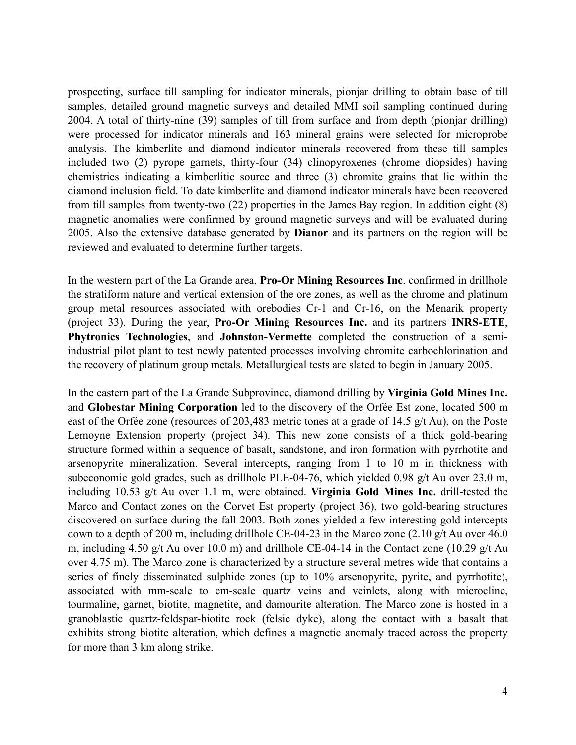prospecting, surface till sampling for indicator minerals, pionjar drilling to obtain base of till samples, detailed ground magnetic surveys and detailed MMI soil sampling continued during 2004. A total of thirty-nine (39) samples of till from surface and from depth (pionjar drilling) were processed for indicator minerals and 163 mineral grains were selected for microprobe analysis. The kimberlite and diamond indicator minerals recovered from these till samples included two (2) pyrope garnets, thirty-four (34) clinopyroxenes (chrome diopsides) having chemistries indicating a kimberlitic source and three (3) chromite grains that lie within the diamond inclusion field. To date kimberlite and diamond indicator minerals have been recovered from till samples from twenty-two (22) properties in the James Bay region. In addition eight (8) magnetic anomalies were confirmed by ground magnetic surveys and will be evaluated during 2005. Also the extensive database generated by **Dianor** and its partners on the region will be reviewed and evaluated to determine further targets.

In the western part of the La Grande area, **Pro-Or Mining Resources Inc**. confirmed in drillhole the stratiform nature and vertical extension of the ore zones, as well as the chrome and platinum group metal resources associated with orebodies Cr-1 and Cr-16, on the Menarik property (project 33). During the year, **Pro-Or Mining Resources Inc.** and its partners **INRS-ETE**, **Phytronics Technologies**, and **Johnston-Vermette** completed the construction of a semi-industrial pilot plant to test newly patented processes involving chromite carbochlorination and the recovery of platinum group metals. Metallurgical tests are slated to begin in January 2005.

In the eastern part of the La Grande Subprovince, diamond drilling by **Virginia Gold Mines Inc.** and **Globestar Mining Corporation** led to the discovery of the Orfée Est zone, located 500 m east of the Orfée zone (resources of 203,483 metric tones at a grade of 14.5 g/t Au), on the Poste Lemoyne Extension property (project 34). This new zone consists of a thick gold-bearing structure formed within a sequence of basalt, sandstone, and iron formation with pyrrhotite and arsenopyrite mineralization. Several intercepts, ranging from 1 to 10 m in thickness with subeconomic gold grades, such as drillhole PLE-04-76, which yielded 0.98 g/t Au over 23.0 m, including 10.53 g/t Au over 1.1 m, were obtained. **Virginia Gold Mines Inc.** drill-tested the Marco and Contact zones on the Corvet Est property (project 36), two gold-bearing structures discovered on surface during the fall 2003. Both zones yielded a few interesting gold intercepts down to a depth of 200 m, including drillhole CE-04-23 in the Marco zone (2.10 g/t Au over 46.0 m, including 4.50 g/t Au over 10.0 m) and drillhole CE-04-14 in the Contact zone (10.29 g/t Au over 4.75 m). The Marco zone is characterized by a structure several metres wide that contains a series of finely disseminated sulphide zones (up to 10% arsenopyrite, pyrite, and pyrrhotite), associated with mm-scale to cm-scale quartz veins and veinlets, along with microcline, tourmaline, garnet, biotite, magnetite, and damourite alteration. The Marco zone is hosted in a granoblastic quartz-feldspar-biotite rock (felsic dyke), along the contact with a basalt that exhibits strong biotite alteration, which defines a magnetic anomaly traced across the property for more than 3 km along strike.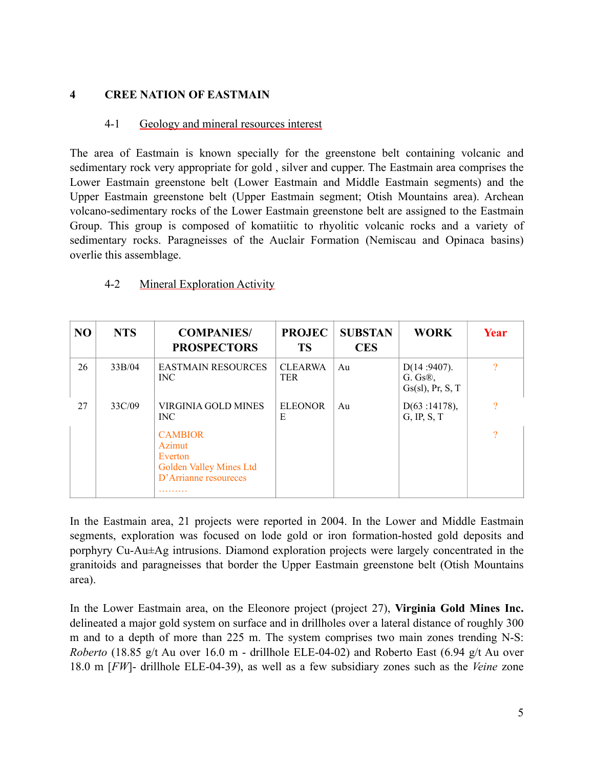# 4 CREE NATION OF EASTMAIN

## 4-1 Geology and mineral resources interest

The area of Eastmain is known specially for the greenstone belt containing volcanic and sedimentary rock very appropriate for gold , silver and cupper. The Eastmain area comprises the Lower Eastmain greenstone belt (Lower Eastmain and Middle Eastmain segments) and the Upper Eastmain greenstone belt (Upper Eastmain segment; Otish Mountains area). Archean volcano-sedimentary rocks of the Lower Eastmain greenstone belt are assigned to the Eastmain Group. This group is composed of komatiitic to rhyolitic volcanic rocks and a variety of sedimentary rocks. Paragneisses of the Auclair Formation (Nemiscau and Opinaca basins) overlie this assemblage.

## 4-2 Mineral Exploration Activity

| NO | NTS | COMPANIES/ PROSPECTORS | PROJECTS | SUBSTANCES | WORK | Year |
|---|---|---|---|---|---|---|
| 26 | 33B/04 | EASTMAIN RESOURCES INC | CLEARWATER | Au | D(14 :9407). G. Gs®, Gs(sl), Pr, S, T | ? |
| 27 | 33C/09 | VIRGINIA GOLD MINES INC | ELEONORE | Au | D(63 :14178), G, IP, S, T | ? |
| | | CAMBIOR<br>Azimut<br>Everton<br>Golden Valley Mines Ltd<br>D'Arrianne resoureces<br>……… | | | | ? |

In the Eastmain area, 21 projects were reported in 2004. In the Lower and Middle Eastmain segments, exploration was focused on lode gold or iron formation-hosted gold deposits and porphyry Cu-Au±Ag intrusions. Diamond exploration projects were largely concentrated in the granitoids and paragneisses that border the Upper Eastmain greenstone belt (Otish Mountains area).

In the Lower Eastmain area, on the Eleonore project (project 27), **Virginia Gold Mines Inc.** delineated a major gold system on surface and in drillholes over a lateral distance of roughly 300 m and to a depth of more than 225 m. The system comprises two main zones trending N-S: *Roberto* (18.85 g/t Au over 16.0 m - drillhole ELE-04-02) and Roberto East (6.94 g/t Au over 18.0 m [*FW*]- drillhole ELE-04-39), as well as a few subsidiary zones such as the *Veine* zone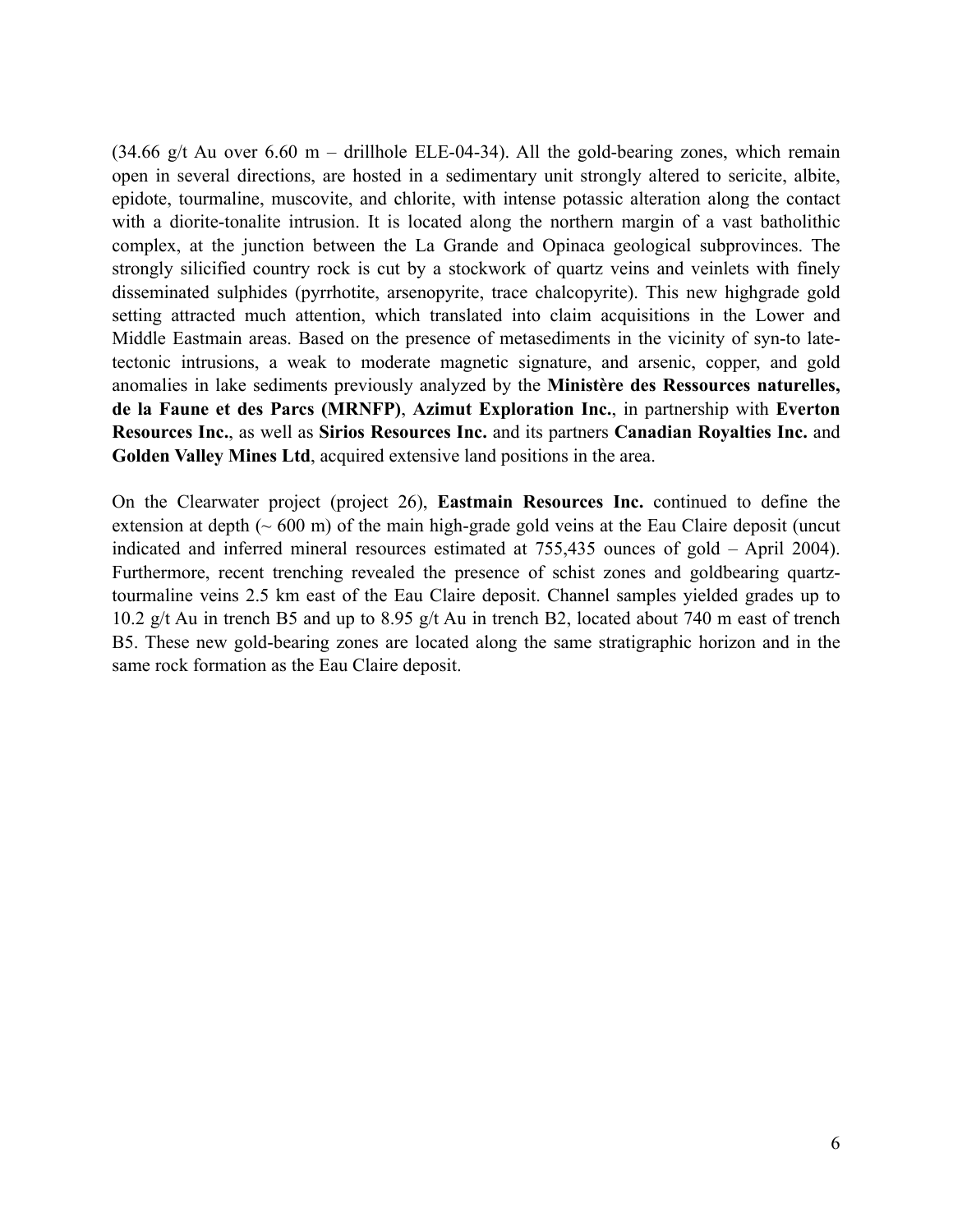(34.66 g/t Au over 6.60 m – drillhole ELE-04-34). All the gold-bearing zones, which remain open in several directions, are hosted in a sedimentary unit strongly altered to sericite, albite, epidote, tourmaline, muscovite, and chlorite, with intense potassic alteration along the contact with a diorite-tonalite intrusion. It is located along the northern margin of a vast batholithic complex, at the junction between the La Grande and Opinaca geological subprovinces. The strongly silicified country rock is cut by a stockwork of quartz veins and veinlets with finely disseminated sulphides (pyrrhotite, arsenopyrite, trace chalcopyrite). This new highgrade gold setting attracted much attention, which translated into claim acquisitions in the Lower and Middle Eastmain areas. Based on the presence of metasediments in the vicinity of syn-to late-tectonic intrusions, a weak to moderate magnetic signature, and arsenic, copper, and gold anomalies in lake sediments previously analyzed by the **Ministère des Ressources naturelles, de la Faune et des Parcs (MRNFP)**, **Azimut Exploration Inc.**, in partnership with **Everton Resources Inc.**, as well as **Sirios Resources Inc.** and its partners **Canadian Royalties Inc.** and **Golden Valley Mines Ltd**, acquired extensive land positions in the area.

On the Clearwater project (project 26), **Eastmain Resources Inc.** continued to define the extension at depth (~ 600 m) of the main high-grade gold veins at the Eau Claire deposit (uncut indicated and inferred mineral resources estimated at 755,435 ounces of gold – April 2004). Furthermore, recent trenching revealed the presence of schist zones and goldbearing quartz-tourmaline veins 2.5 km east of the Eau Claire deposit. Channel samples yielded grades up to 10.2 g/t Au in trench B5 and up to 8.95 g/t Au in trench B2, located about 740 m east of trench B5. These new gold-bearing zones are located along the same stratigraphic horizon and in the same rock formation as the Eau Claire deposit.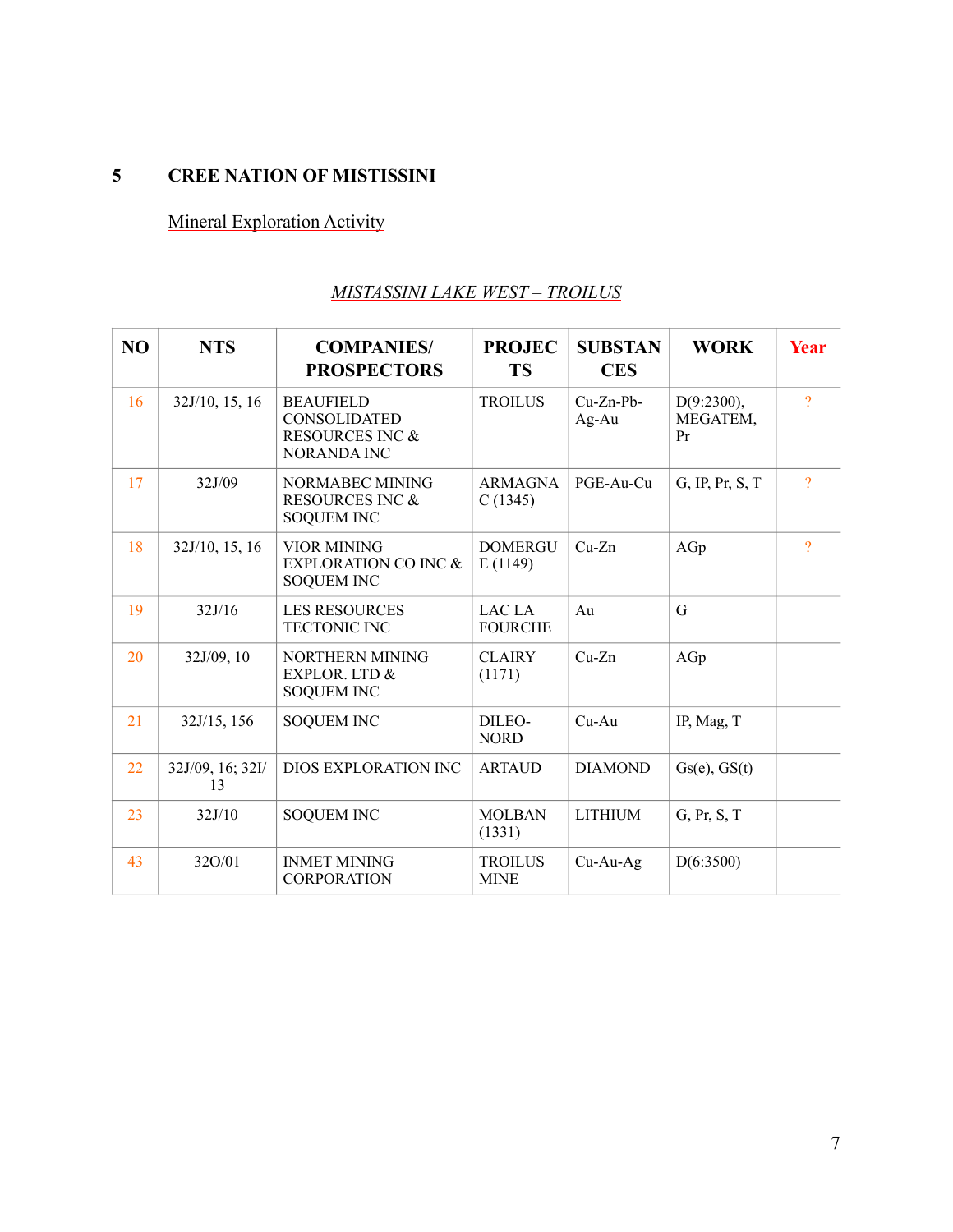## 5 CREE NATION OF MISTISSINI

Mineral Exploration Activity

*MISTASSINI LAKE WEST – TROILUS*

| NO | NTS | COMPANIES/ PROSPECTORS | PROJECTS | SUBSTANCES | WORK | Year |
|---|---|---|---|---|---|---|
| 16 | 32J/10, 15, 16 | BEAUFIELD CONSOLIDATED RESOURCES INC & NORANDA INC | TROILUS | Cu-Zn-Pb-Ag-Au | D(9:2300), MEGATEM, Pr | ? |
| 17 | 32J/09 | NORMABEC MINING RESOURCES INC & SOQUEM INC | ARMAGNAC (1345) | PGE-Au-Cu | G, IP, Pr, S, T | ? |
| 18 | 32J/10, 15, 16 | VIOR MINING EXPLORATION CO INC & SOQUEM INC | DOMERGUE (1149) | Cu-Zn | AGp | ? |
| 19 | 32J/16 | LES RESOURCES TECTONIC INC | LAC LA FOURCHE | Au | G | |
| 20 | 32J/09, 10 | NORTHERN MINING EXPLOR. LTD & SOQUEM INC | CLAIRY (1171) | Cu-Zn | AGp | |
| 21 | 32J/15, 156 | SOQUEM INC | DILEO-NORD | Cu-Au | IP, Mag, T | |
| 22 | 32J/09, 16; 32I/13 | DIOS EXPLORATION INC | ARTAUD | DIAMOND | Gs(e), GS(t) | |
| 23 | 32J/10 | SOQUEM INC | MOLBAN (1331) | LITHIUM | G, Pr, S, T | |
| 43 | 32O/01 | INMET MINING CORPORATION | TROILUS MINE | Cu-Au-Ag | D(6:3500) | |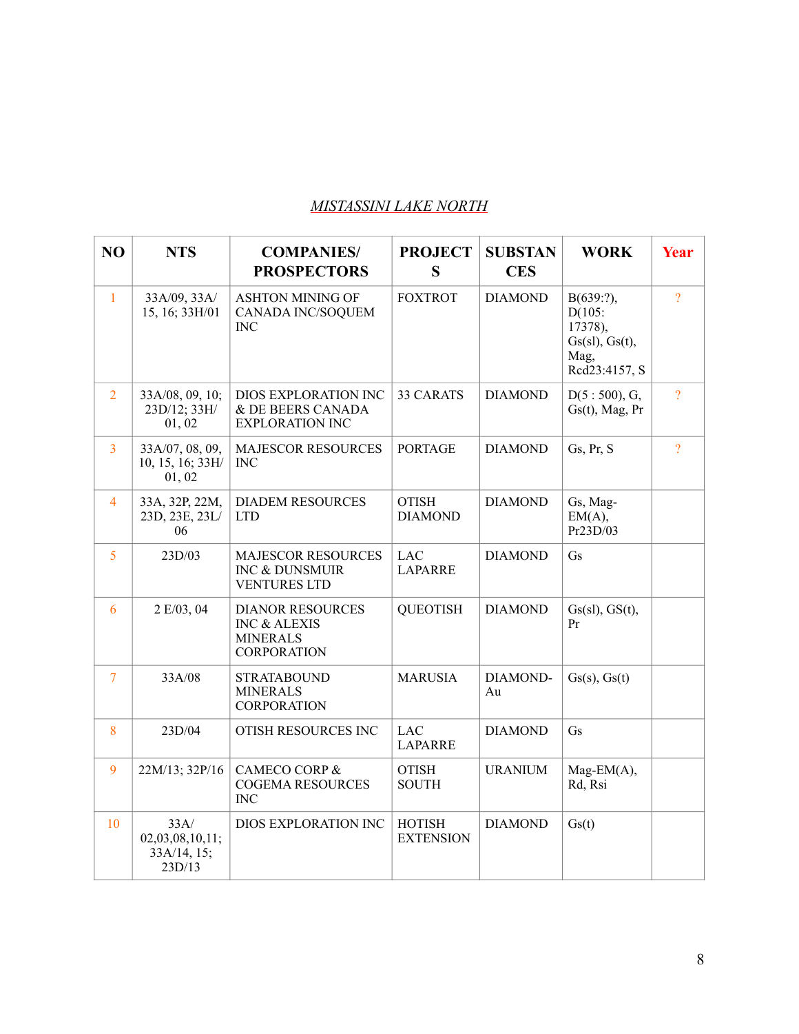*MISTASSINI LAKE NORTH*

| NO | NTS | COMPANIES/ PROSPECTORS | PROJECTS | SUBSTANCES | WORK | Year |
|---|---|---|---|---|---|---|
| 1 | 33A/09, 33A/15, 16; 33H/01 | ASHTON MINING OF CANADA INC/SOQUEM INC | FOXTROT | DIAMOND | B(639:?), D(105: 17378), Gs(sl), Gs(t), Mag, Rcd23:4157, S | ? |
| 2 | 33A/08, 09, 10; 23D/12; 33H/01, 02 | DIOS EXPLORATION INC & DE BEERS CANADA EXPLORATION INC | 33 CARATS | DIAMOND | D(5 : 500), G, Gs(t), Mag, Pr | ? |
| 3 | 33A/07, 08, 09, 10, 15, 16; 33H/01, 02 | MAJESCOR RESOURCES INC | PORTAGE | DIAMOND | Gs, Pr, S | ? |
| 4 | 33A, 32P, 22M, 23D, 23E, 23L/06 | DIADEM RESOURCES LTD | OTISH DIAMOND | DIAMOND | Gs, Mag-EM(A), Pr23D/03 | |
| 5 | 23D/03 | MAJESCOR RESOURCES INC & DUNSMUIR VENTURES LTD | LAC LAPARRE | DIAMOND | Gs | |
| 6 | 2 E/03, 04 | DIANOR RESOURCES INC & ALEXIS MINERALS CORPORATION | QUEOTISH | DIAMOND | Gs(sl), GS(t), Pr | |
| 7 | 33A/08 | STRATABOUND MINERALS CORPORATION | MARUSIA | DIAMOND-Au | Gs(s), Gs(t) | |
| 8 | 23D/04 | OTISH RESOURCES INC | LAC LAPARRE | DIAMOND | Gs | |
| 9 | 22M/13; 32P/16 | CAMECO CORP & COGEMA RESOURCES INC | OTISH SOUTH | URANIUM | Mag-EM(A), Rd, Rsi | |
| 10 | 33A/02,03,08,10,11; 33A/14, 15; 23D/13 | DIOS EXPLORATION INC | HOTISH EXTENSION | DIAMOND | Gs(t) | |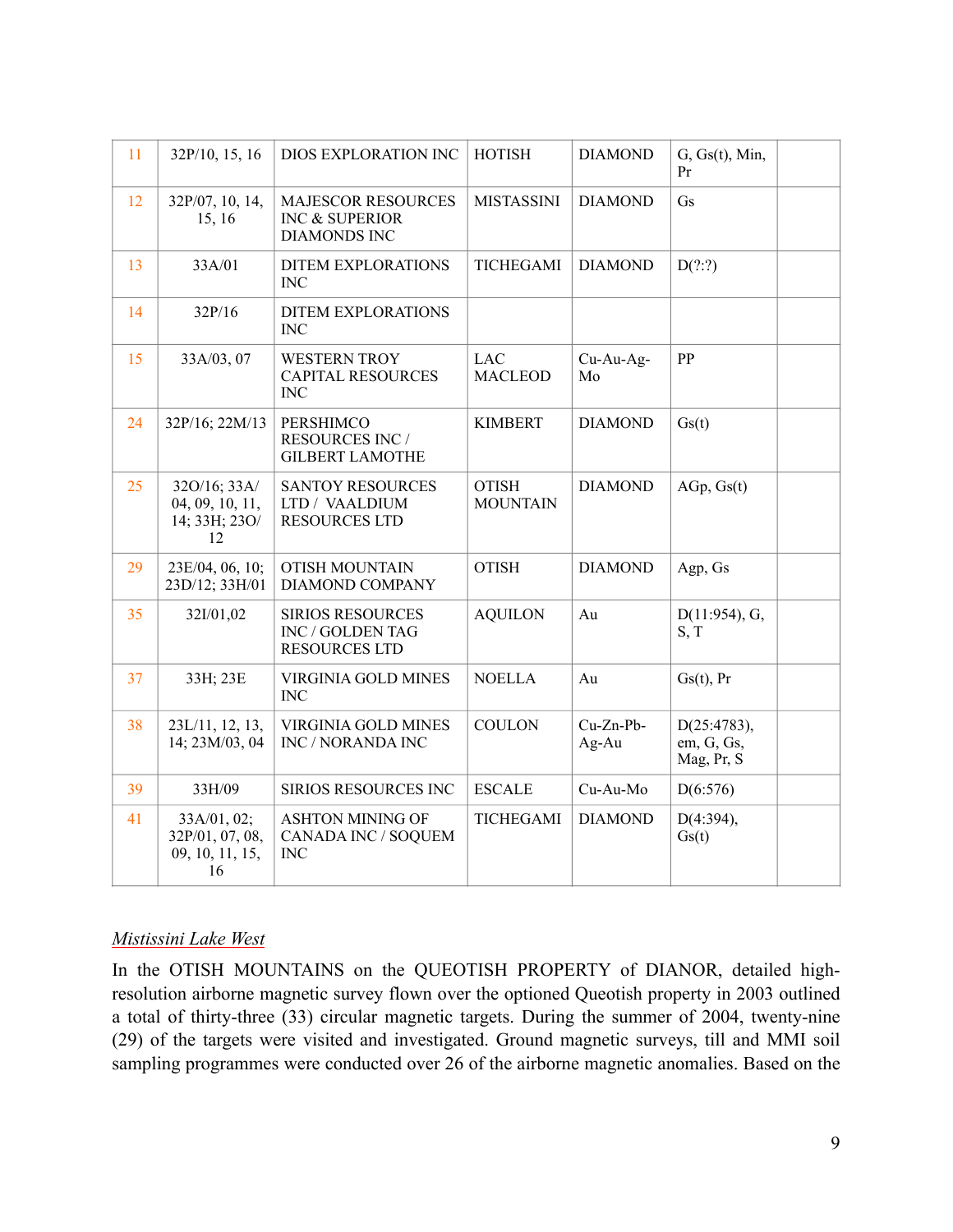| 11 | 32P/10, 15, 16 | DIOS EXPLORATION INC | HOTISH | DIAMOND | G, Gs(t), Min, Pr | |
|---|---|---|---|---|---|---|
| 12 | 32P/07, 10, 14, 15, 16 | MAJESCOR RESOURCES INC & SUPERIOR DIAMONDS INC | MISTASSINI | DIAMOND | Gs | |
| 13 | 33A/01 | DITEM EXPLORATIONS INC | TICHEGAMI | DIAMOND | D(?:?) | |
| 14 | 32P/16 | DITEM EXPLORATIONS INC | | | | |
| 15 | 33A/03, 07 | WESTERN TROY CAPITAL RESOURCES INC | LAC MACLEOD | Cu-Au-Ag-Mo | PP | |
| 24 | 32P/16; 22M/13 | PERSHIMCO RESOURCES INC / GILBERT LAMOTHE | KIMBERT | DIAMOND | Gs(t) | |
| 25 | 32O/16; 33A/04, 09, 10, 11, 14; 33H; 23O/12 | SANTOY RESOURCES LTD / VAALDIUM RESOURCES LTD | OTISH MOUNTAIN | DIAMOND | AGp, Gs(t) | |
| 29 | 23E/04, 06, 10; 23D/12; 33H/01 | OTISH MOUNTAIN DIAMOND COMPANY | OTISH | DIAMOND | Agp, Gs | |
| 35 | 32I/01,02 | SIRIOS RESOURCES INC / GOLDEN TAG RESOURCES LTD | AQUILON | Au | D(11:954), G, S, T | |
| 37 | 33H; 23E | VIRGINIA GOLD MINES INC | NOELLA | Au | Gs(t), Pr | |
| 38 | 23L/11, 12, 13, 14; 23M/03, 04 | VIRGINIA GOLD MINES INC / NORANDA INC | COULON | Cu-Zn-Pb-Ag-Au | D(25:4783), em, G, Gs, Mag, Pr, S | |
| 39 | 33H/09 | SIRIOS RESOURCES INC | ESCALE | Cu-Au-Mo | D(6:576) | |
| 41 | 33A/01, 02; 32P/01, 07, 08, 09, 10, 11, 15, 16 | ASHTON MINING OF CANADA INC / SOQUEM INC | TICHEGAMI | DIAMOND | D(4:394), Gs(t) | |

*Mistissini Lake West*

In the OTISH MOUNTAINS on the QUEOTISH PROPERTY of DIANOR, detailed high-resolution airborne magnetic survey flown over the optioned Queotish property in 2003 outlined a total of thirty-three (33) circular magnetic targets. During the summer of 2004, twenty-nine (29) of the targets were visited and investigated. Ground magnetic surveys, till and MMI soil sampling programmes were conducted over 26 of the airborne magnetic anomalies. Based on the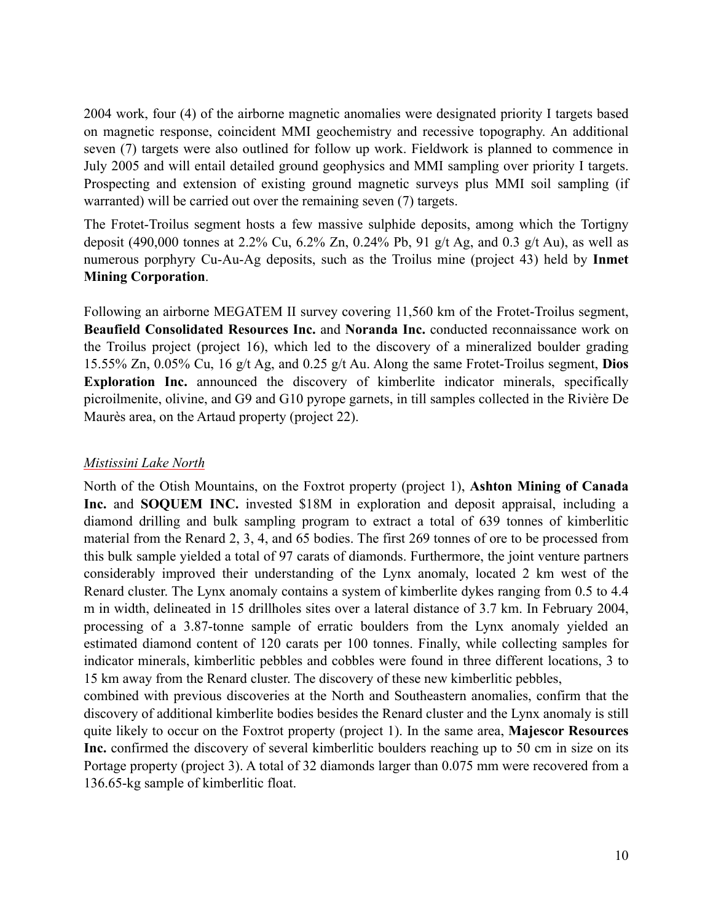2004 work, four (4) of the airborne magnetic anomalies were designated priority I targets based on magnetic response, coincident MMI geochemistry and recessive topography. An additional seven (7) targets were also outlined for follow up work. Fieldwork is planned to commence in July 2005 and will entail detailed ground geophysics and MMI sampling over priority I targets. Prospecting and extension of existing ground magnetic surveys plus MMI soil sampling (if warranted) will be carried out over the remaining seven (7) targets.

The Frotet-Troilus segment hosts a few massive sulphide deposits, among which the Tortigny deposit (490,000 tonnes at 2.2% Cu, 6.2% Zn, 0.24% Pb, 91 g/t Ag, and 0.3 g/t Au), as well as numerous porphyry Cu-Au-Ag deposits, such as the Troilus mine (project 43) held by **Inmet Mining Corporation**.

Following an airborne MEGATEM II survey covering 11,560 km of the Frotet-Troilus segment, **Beaufield Consolidated Resources Inc.** and **Noranda Inc.** conducted reconnaissance work on the Troilus project (project 16), which led to the discovery of a mineralized boulder grading 15.55% Zn, 0.05% Cu, 16 g/t Ag, and 0.25 g/t Au. Along the same Frotet-Troilus segment, **Dios Exploration Inc.** announced the discovery of kimberlite indicator minerals, specifically picroilmenite, olivine, and G9 and G10 pyrope garnets, in till samples collected in the Rivière De Maurès area, on the Artaud property (project 22).

*Mistissini Lake North*

North of the Otish Mountains, on the Foxtrot property (project 1), **Ashton Mining of Canada Inc.** and **SOQUEM INC.** invested $18M in exploration and deposit appraisal, including a diamond drilling and bulk sampling program to extract a total of 639 tonnes of kimberlitic material from the Renard 2, 3, 4, and 65 bodies. The first 269 tonnes of ore to be processed from this bulk sample yielded a total of 97 carats of diamonds. Furthermore, the joint venture partners considerably improved their understanding of the Lynx anomaly, located 2 km west of the Renard cluster. The Lynx anomaly contains a system of kimberlite dykes ranging from 0.5 to 4.4 m in width, delineated in 15 drillholes sites over a lateral distance of 3.7 km. In February 2004, processing of a 3.87-tonne sample of erratic boulders from the Lynx anomaly yielded an estimated diamond content of 120 carats per 100 tonnes. Finally, while collecting samples for indicator minerals, kimberlitic pebbles and cobbles were found in three different locations, 3 to 15 km away from the Renard cluster. The discovery of these new kimberlitic pebbles, combined with previous discoveries at the North and Southeastern anomalies, confirm that the discovery of additional kimberlite bodies besides the Renard cluster and the Lynx anomaly is still quite likely to occur on the Foxtrot property (project 1). In the same area, **Majescor Resources Inc.** confirmed the discovery of several kimberlitic boulders reaching up to 50 cm in size on its Portage property (project 3). A total of 32 diamonds larger than 0.075 mm were recovered from a 136.65-kg sample of kimberlitic float.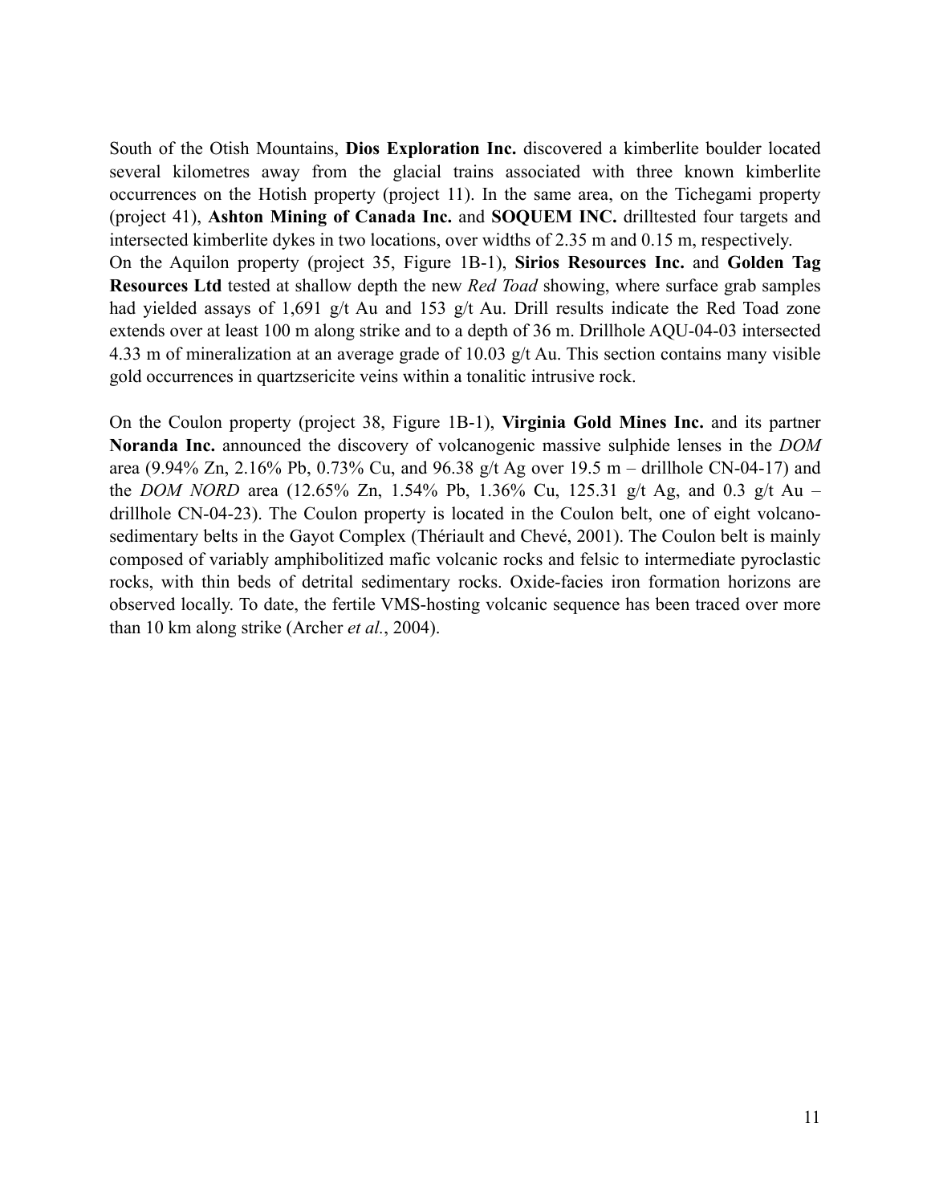South of the Otish Mountains, **Dios Exploration Inc.** discovered a kimberlite boulder located several kilometres away from the glacial trains associated with three known kimberlite occurrences on the Hotish property (project 11). In the same area, on the Tichegami property (project 41), **Ashton Mining of Canada Inc.** and **SOQUEM INC.** drilltested four targets and intersected kimberlite dykes in two locations, over widths of 2.35 m and 0.15 m, respectively.
On the Aquilon property (project 35, Figure 1B-1), **Sirios Resources Inc.** and **Golden Tag Resources Ltd** tested at shallow depth the new *Red Toad* showing, where surface grab samples had yielded assays of 1,691 g/t Au and 153 g/t Au. Drill results indicate the Red Toad zone extends over at least 100 m along strike and to a depth of 36 m. Drillhole AQU-04-03 intersected 4.33 m of mineralization at an average grade of 10.03 g/t Au. This section contains many visible gold occurrences in quartzsericite veins within a tonalitic intrusive rock.

On the Coulon property (project 38, Figure 1B-1), **Virginia Gold Mines Inc.** and its partner **Noranda Inc.** announced the discovery of volcanogenic massive sulphide lenses in the *DOM* area (9.94% Zn, 2.16% Pb, 0.73% Cu, and 96.38 g/t Ag over 19.5 m – drillhole CN-04-17) and the *DOM NORD* area (12.65% Zn, 1.54% Pb, 1.36% Cu, 125.31 g/t Ag, and 0.3 g/t Au – drillhole CN-04-23). The Coulon property is located in the Coulon belt, one of eight volcano-sedimentary belts in the Gayot Complex (Thériault and Chevé, 2001). The Coulon belt is mainly composed of variably amphibolitized mafic volcanic rocks and felsic to intermediate pyroclastic rocks, with thin beds of detrital sedimentary rocks. Oxide-facies iron formation horizons are observed locally. To date, the fertile VMS-hosting volcanic sequence has been traced over more than 10 km along strike (Archer *et al.*, 2004).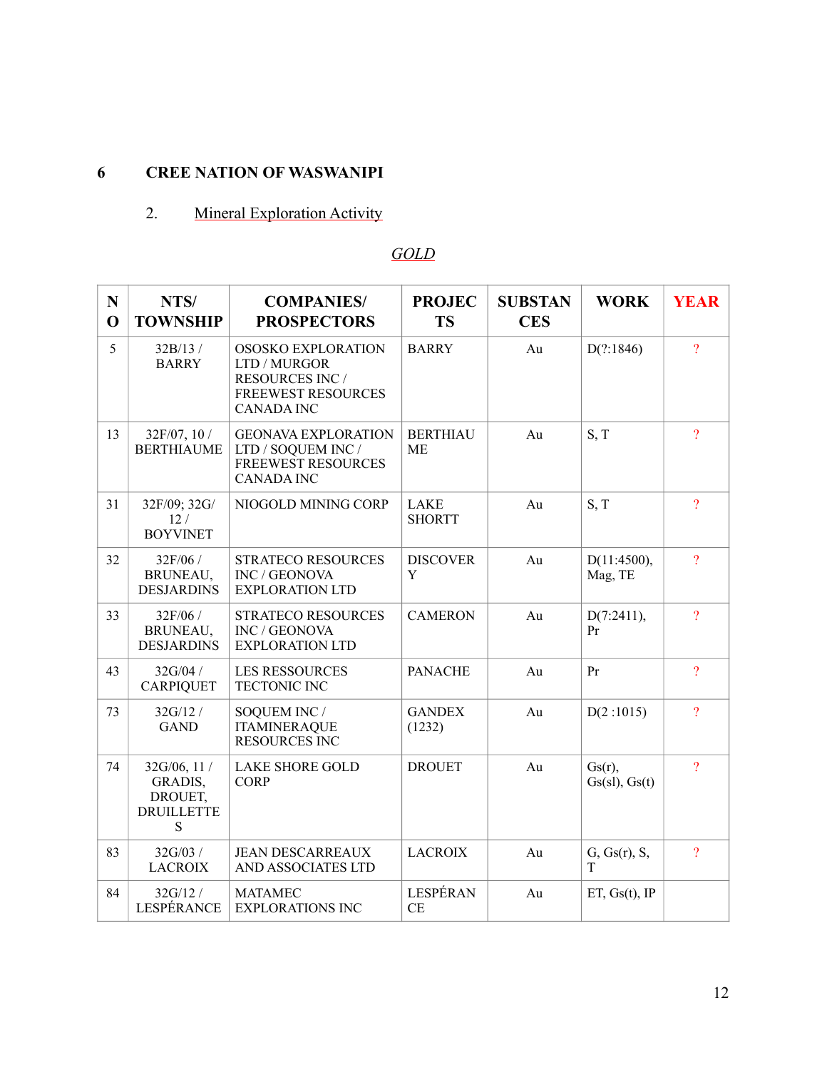# 6 CREE NATION OF WASWANIPI

## 2. Mineral Exploration Activity

*GOLD*

| NO | NTS/ TOWNSHIP | COMPANIES/ PROSPECTORS | PROJECTS | SUBSTANCES | WORK | YEAR |
|---|---|---|---|---|---|---|
| 5 | 32B/13 / BARRY | OSOSKO EXPLORATION LTD / MURGOR RESOURCES INC / FREEWEST RESOURCES CANADA INC | BARRY | Au | D(?:1846) | ? |
| 13 | 32F/07, 10 / BERTHIAUME | GEONAVA EXPLORATION LTD / SOQUEM INC / FREEWEST RESOURCES CANADA INC | BERTHIAUME | Au | S, T | ? |
| 31 | 32F/09; 32G/12 / BOYVINET | NIOGOLD MINING CORP | LAKE SHORTT | Au | S, T | ? |
| 32 | 32F/06 / BRUNEAU, DESJARDINS | STRATECO RESOURCES INC / GEONOVA EXPLORATION LTD | DISCOVERY | Au | D(11:4500), Mag, TE | ? |
| 33 | 32F/06 / BRUNEAU, DESJARDINS | STRATECO RESOURCES INC / GEONOVA EXPLORATION LTD | CAMERON | Au | D(7:2411), Pr | ? |
| 43 | 32G/04 / CARPIQUET | LES RESSOURCES TECTONIC INC | PANACHE | Au | Pr | ? |
| 73 | 32G/12 / GAND | SOQUEM INC / ITAMINERAQUE RESOURCES INC | GANDEX (1232) | Au | D(2 :1015) | ? |
| 74 | 32G/06, 11 / GRADIS, DROUET, DRUILLETTES | LAKE SHORE GOLD CORP | DROUET | Au | Gs(r), Gs(sl), Gs(t) | ? |
| 83 | 32G/03 / LACROIX | JEAN DESCARREAUX AND ASSOCIATES LTD | LACROIX | Au | G, Gs(r), S, T | ? |
| 84 | 32G/12 / LESPÉRANCE | MATAMEC EXPLORATIONS INC | LESPÉRANCE | Au | ET, Gs(t), IP | |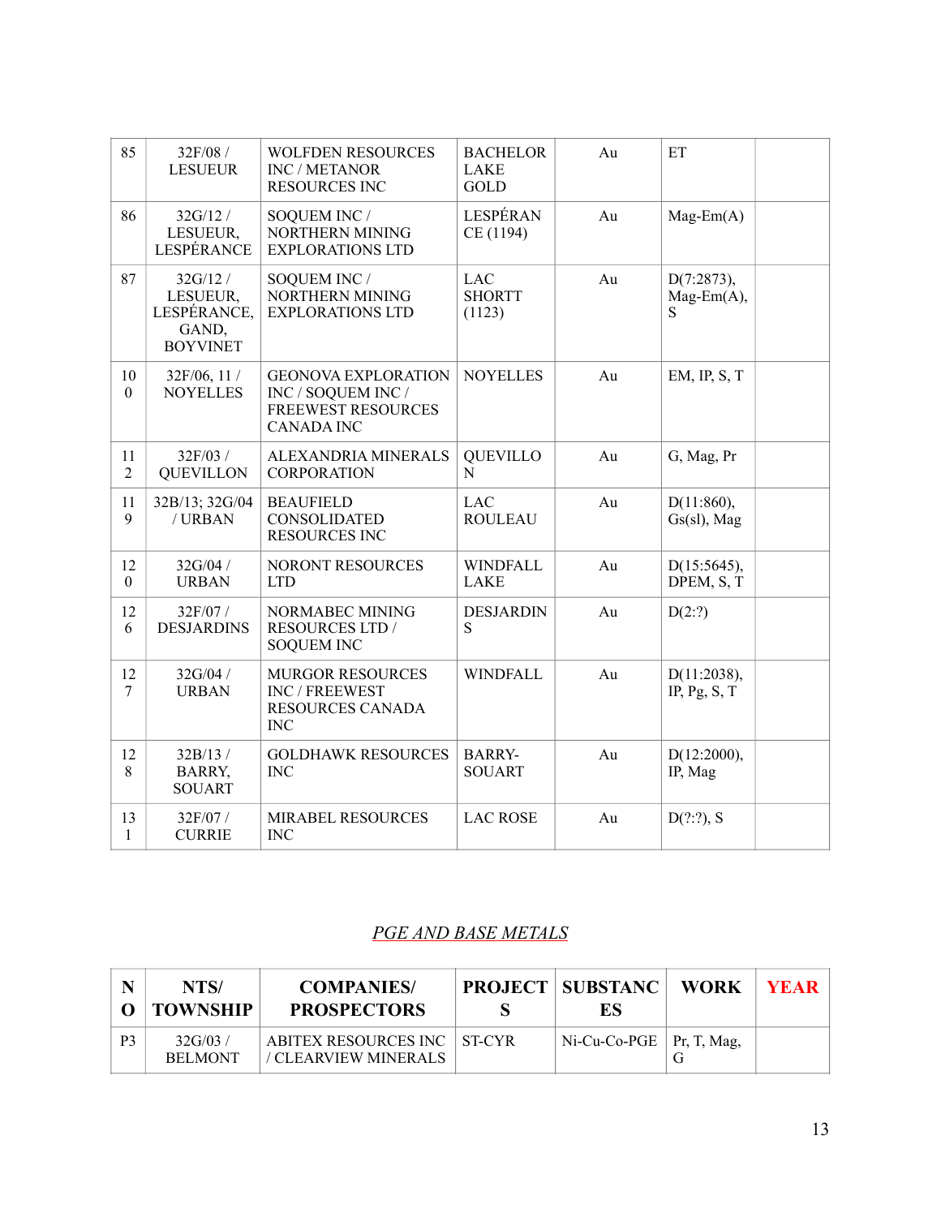| 85 | 32F/08 / LESUEUR | WOLFDEN RESOURCES INC / METANOR RESOURCES INC | BACHELOR LAKE GOLD | Au | ET | |
|---|---|---|---|---|---|---|
| 86 | 32G/12 / LESUEUR, LESPÉRANCE | SOQUEM INC / NORTHERN MINING EXPLORATIONS LTD | LESPÉRANCE (1194) | Au | Mag-Em(A) | |
| 87 | 32G/12 / LESUEUR, LESPÉRANCE, GAND, BOYVINET | SOQUEM INC / NORTHERN MINING EXPLORATIONS LTD | LAC SHORTT (1123) | Au | D(7:2873), Mag-Em(A), S | |
| 100 | 32F/06, 11 / NOYELLES | GEONOVA EXPLORATION INC / SOQUEM INC / FREEWEST RESOURCES CANADA INC | NOYELLES | Au | EM, IP, S, T | |
| 112 | 32F/03 / QUEVILLON | ALEXANDRIA MINERALS CORPORATION | QUEVILLON | Au | G, Mag, Pr | |
| 119 | 32B/13; 32G/04 / URBAN | BEAUFIELD CONSOLIDATED RESOURCES INC | LAC ROULEAU | Au | D(11:860), Gs(sl), Mag | |
| 120 | 32G/04 / URBAN | NORONT RESOURCES LTD | WINDFALL LAKE | Au | D(15:5645), DPEM, S, T | |
| 126 | 32F/07 / DESJARDINS | NORMABEC MINING RESOURCES LTD / SOQUEM INC | DESJARDINS | Au | D(2:?) | |
| 127 | 32G/04 / URBAN | MURGOR RESOURCES INC / FREEWEST RESOURCES CANADA INC | WINDFALL | Au | D(11:2038), IP, Pg, S, T | |
| 128 | 32B/13 / BARRY, SOUART | GOLDHAWK RESOURCES INC | BARRY-SOUART | Au | D(12:2000), IP, Mag | |
| 131 | 32F/07 / CURRIE | MIRABEL RESOURCES INC | LAC ROSE | Au | D(?:?), S | |

*PGE AND BASE METALS*

| NO | NTS/ TOWNSHIP | COMPANIES/ PROSPECTORS | PROJECTS | SUBSTANCES | WORK | YEAR |
|---|---|---|---|---|---|---|
| P3 | 32G/03 / BELMONT | ABITEX RESOURCES INC / CLEARVIEW MINERALS | ST-CYR | Ni-Cu-Co-PGE | Pr, T, Mag, G | |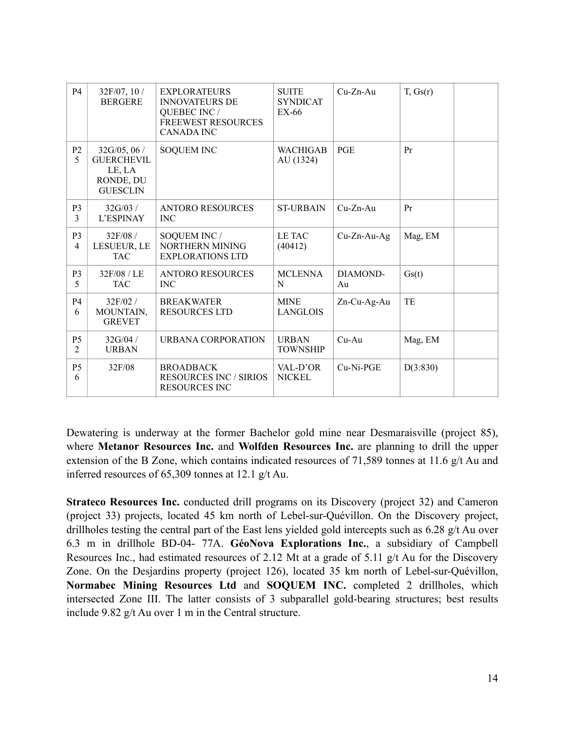| P4 | 32F/07, 10 / BERGERE | EXPLORATEURS INNOVATEURS DE QUEBEC INC / FREEWEST RESOURCES CANADA INC | SUITE SYNDICAT EX-66 | Cu-Zn-Au | T, Gs(r) | |
|---|---|---|---|---|---|---|
| P25 | 32G/05, 06 / GUERCHEVILLE, LA RONDE, DU GUESCLIN | SOQUEM INC | WACHIGABAU (1324) | PGE | Pr | |
| P33 | 32G/03 / L'ESPINAY | ANTORO RESOURCES INC | ST-URBAIN | Cu-Zn-Au | Pr | |
| P34 | 32F/08 / LESUEUR, LE TAC | SOQUEM INC / NORTHERN MINING EXPLORATIONS LTD | LE TAC (40412) | Cu-Zn-Au-Ag | Mag, EM | |
| P35 | 32F/08 / LE TAC | ANTORO RESOURCES INC | MCLENNAN | DIAMOND-Au | Gs(t) | |
| P46 | 32F/02 / MOUNTAIN, GREVET | BREAKWATER RESOURCES LTD | MINE LANGLOIS | Zn-Cu-Ag-Au | TE | |
| P52 | 32G/04 / URBAN | URBANA CORPORATION | URBAN TOWNSHIP | Cu-Au | Mag, EM | |
| P56 | 32F/08 | BROADBACK RESOURCES INC / SIRIOS RESOURCES INC | VAL-D'OR NICKEL | Cu-Ni-PGE | D(3:830) | |

Dewatering is underway at the former Bachelor gold mine near Desmaraisville (project 85), where **Metanor Resources Inc.** and **Wolfden Resources Inc.** are planning to drill the upper extension of the B Zone, which contains indicated resources of 71,589 tonnes at 11.6 g/t Au and inferred resources of 65,309 tonnes at 12.1 g/t Au.

**Strateco Resources Inc.** conducted drill programs on its Discovery (project 32) and Cameron (project 33) projects, located 45 km north of Lebel-sur-Quévillon. On the Discovery project, drillholes testing the central part of the East lens yielded gold intercepts such as 6.28 g/t Au over 6.3 m in drillhole BD-04- 77A. **GéoNova Explorations Inc.**, a subsidiary of Campbell Resources Inc., had estimated resources of 2.12 Mt at a grade of 5.11 g/t Au for the Discovery Zone. On the Desjardins property (project 126), located 35 km north of Lebel-sur-Quévillon, **Normabec Mining Resources Ltd** and **SOQUEM INC.** completed 2 drillholes, which intersected Zone III. The latter consists of 3 subparallel gold-bearing structures; best results include 9.82 g/t Au over 1 m in the Central structure.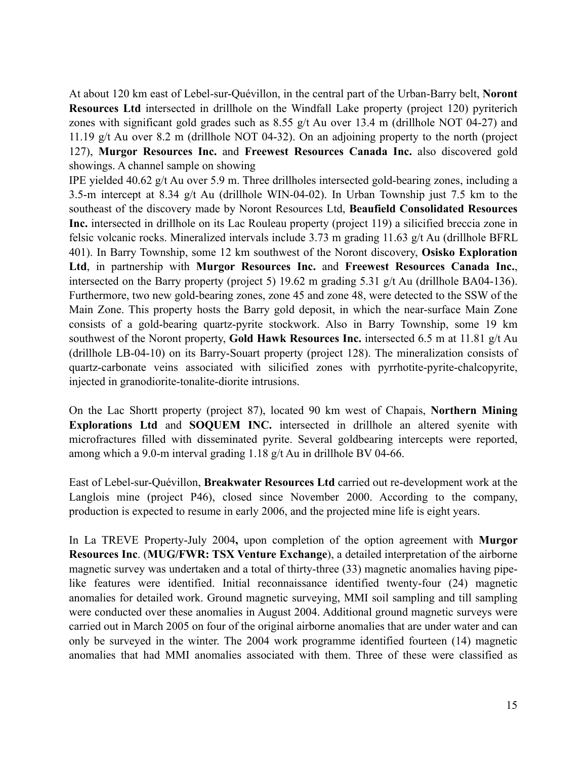At about 120 km east of Lebel-sur-Quévillon, in the central part of the Urban-Barry belt, **Noront Resources Ltd** intersected in drillhole on the Windfall Lake property (project 120) pyriterich zones with significant gold grades such as 8.55 g/t Au over 13.4 m (drillhole NOT 04-27) and 11.19 g/t Au over 8.2 m (drillhole NOT 04-32). On an adjoining property to the north (project 127), **Murgor Resources Inc.** and **Freewest Resources Canada Inc.** also discovered gold showings. A channel sample on showing
IPE yielded 40.62 g/t Au over 5.9 m. Three drillholes intersected gold-bearing zones, including a 3.5-m intercept at 8.34 g/t Au (drillhole WIN-04-02). In Urban Township just 7.5 km to the southeast of the discovery made by Noront Resources Ltd, **Beaufield Consolidated Resources Inc.** intersected in drillhole on its Lac Rouleau property (project 119) a silicified breccia zone in felsic volcanic rocks. Mineralized intervals include 3.73 m grading 11.63 g/t Au (drillhole BFRL 401). In Barry Township, some 12 km southwest of the Noront discovery, **Osisko Exploration Ltd**, in partnership with **Murgor Resources Inc.** and **Freewest Resources Canada Inc.**, intersected on the Barry property (project 5) 19.62 m grading 5.31 g/t Au (drillhole BA04-136). Furthermore, two new gold-bearing zones, zone 45 and zone 48, were detected to the SSW of the Main Zone. This property hosts the Barry gold deposit, in which the near-surface Main Zone consists of a gold-bearing quartz-pyrite stockwork. Also in Barry Township, some 19 km southwest of the Noront property, **Gold Hawk Resources Inc.** intersected 6.5 m at 11.81 g/t Au (drillhole LB-04-10) on its Barry-Souart property (project 128). The mineralization consists of quartz-carbonate veins associated with silicified zones with pyrrhotite-pyrite-chalcopyrite, injected in granodiorite-tonalite-diorite intrusions.

On the Lac Shortt property (project 87), located 90 km west of Chapais, **Northern Mining Explorations Ltd** and **SOQUEM INC.** intersected in drillhole an altered syenite with microfractures filled with disseminated pyrite. Several goldbearing intercepts were reported, among which a 9.0-m interval grading 1.18 g/t Au in drillhole BV 04-66.

East of Lebel-sur-Quévillon, **Breakwater Resources Ltd** carried out re-development work at the Langlois mine (project P46), closed since November 2000. According to the company, production is expected to resume in early 2006, and the projected mine life is eight years.

In La TREVE Property-July 2004**,** upon completion of the option agreement with **Murgor Resources Inc**. (**MUG/FWR: TSX Venture Exchange**), a detailed interpretation of the airborne magnetic survey was undertaken and a total of thirty-three (33) magnetic anomalies having pipe-like features were identified. Initial reconnaissance identified twenty-four (24) magnetic anomalies for detailed work. Ground magnetic surveying, MMI soil sampling and till sampling were conducted over these anomalies in August 2004. Additional ground magnetic surveys were carried out in March 2005 on four of the original airborne anomalies that are under water and can only be surveyed in the winter. The 2004 work programme identified fourteen (14) magnetic anomalies that had MMI anomalies associated with them. Three of these were classified as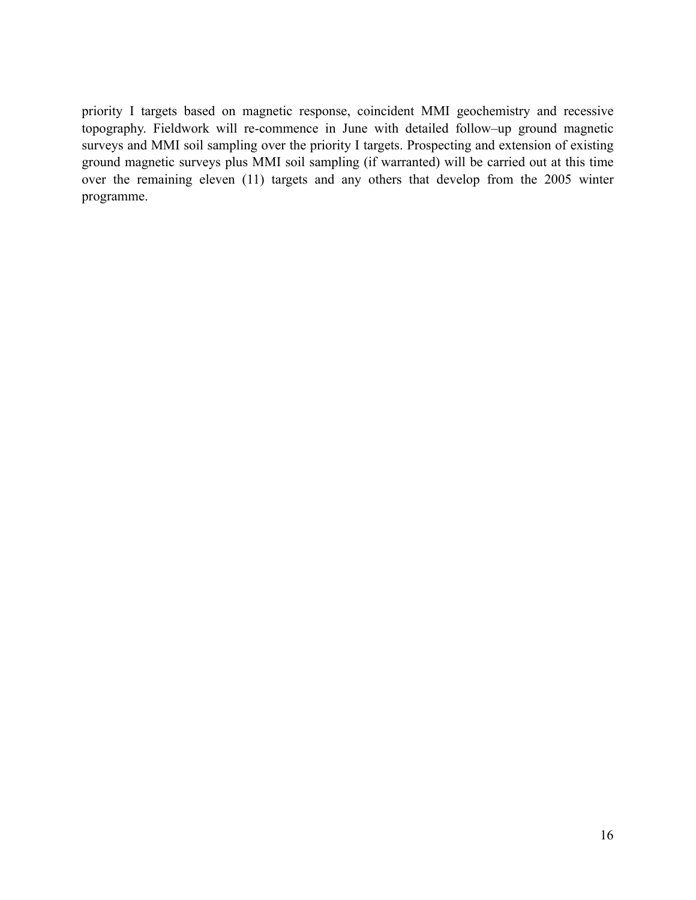priority I targets based on magnetic response, coincident MMI geochemistry and recessive topography. Fieldwork will re-commence in June with detailed follow–up ground magnetic surveys and MMI soil sampling over the priority I targets. Prospecting and extension of existing ground magnetic surveys plus MMI soil sampling (if warranted) will be carried out at this time over the remaining eleven (11) targets and any others that develop from the 2005 winter programme.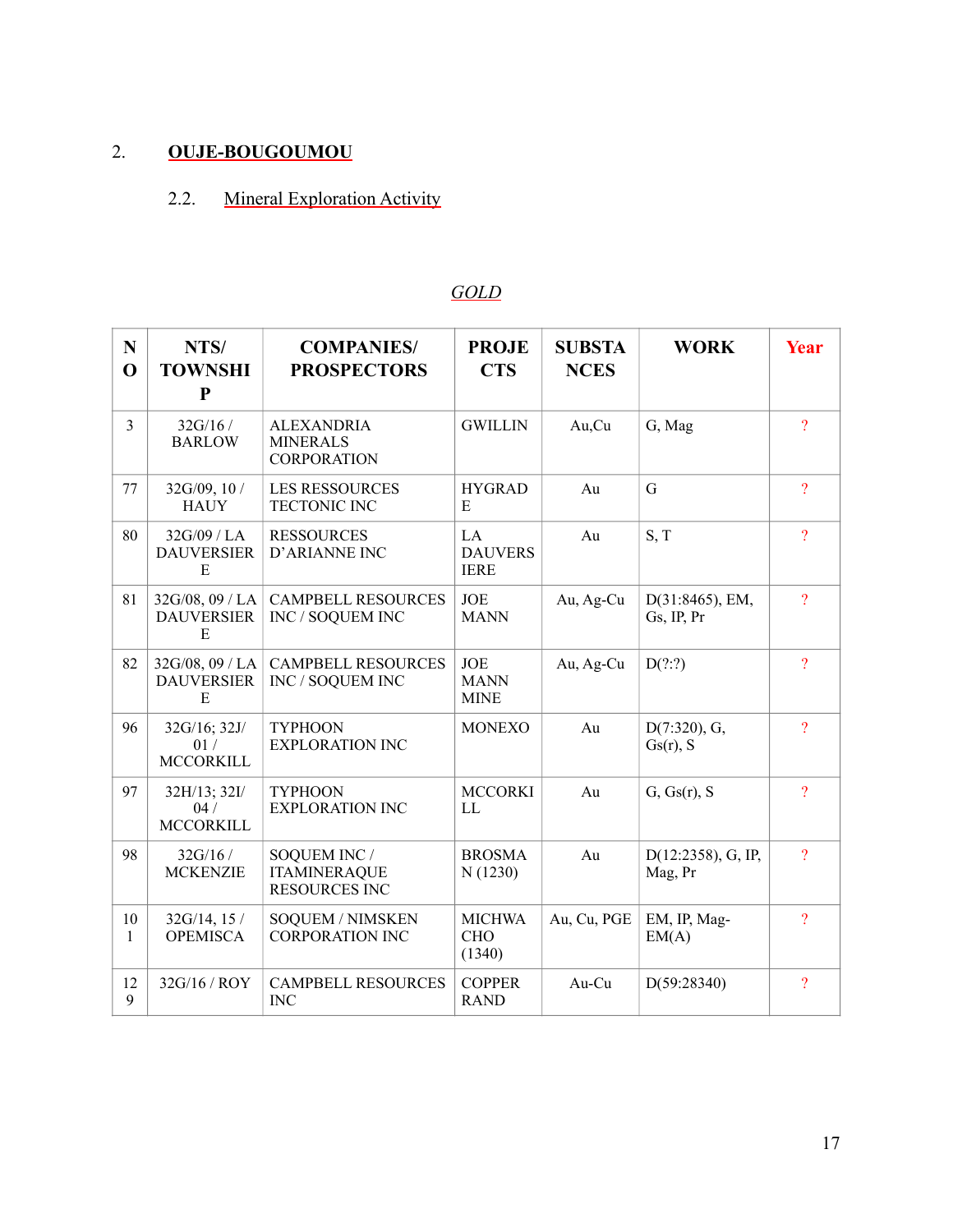## 2. OUJE-BOUGOUMOU

### 2.2. Mineral Exploration Activity

*GOLD*

| NO | NTS/ TOWNSHIP | COMPANIES/ PROSPECTORS | PROJECTS | SUBSTANCES | WORK | Year |
|---|---|---|---|---|---|---|
| 3 | 32G/16 / BARLOW | ALEXANDRIA MINERALS CORPORATION | GWILLIN | Au,Cu | G, Mag | ? |
| 77 | 32G/09, 10 / HAUY | LES RESSOURCES TECTONIC INC | HYGRADE | Au | G | ? |
| 80 | 32G/09 / LA DAUVERSIERE | RESSOURCES D'ARIANNE INC | LA DAUVERSIERE | Au | S, T | ? |
| 81 | 32G/08, 09 / LA DAUVERSIERE | CAMPBELL RESOURCES INC / SOQUEM INC | JOE MANN | Au, Ag-Cu | D(31:8465), EM, Gs, IP, Pr | ? |
| 82 | 32G/08, 09 / LA DAUVERSIERE | CAMPBELL RESOURCES INC / SOQUEM INC | JOE MANN MINE | Au, Ag-Cu | D(?:?) | ? |
| 96 | 32G/16; 32J/ 01 / MCCORKILL | TYPHOON EXPLORATION INC | MONEXO | Au | D(7:320), G, Gs(r), S | ? |
| 97 | 32H/13; 32I/ 04 / MCCORKILL | TYPHOON EXPLORATION INC | MCCORKILL | Au | G, Gs(r), S | ? |
| 98 | 32G/16 / MCKENZIE | SOQUEM INC / ITAMINERAQUE RESOURCES INC | BROSMAN (1230) | Au | D(12:2358), G, IP, Mag, Pr | ? |
| 101 | 32G/14, 15 / OPEMISCA | SOQUEM / NIMSKEN CORPORATION INC | MICHWACHO (1340) | Au, Cu, PGE | EM, IP, Mag-EM(A) | ? |
| 129 | 32G/16 / ROY | CAMPBELL RESOURCES INC | COPPER RAND | Au-Cu | D(59:28340) | ? |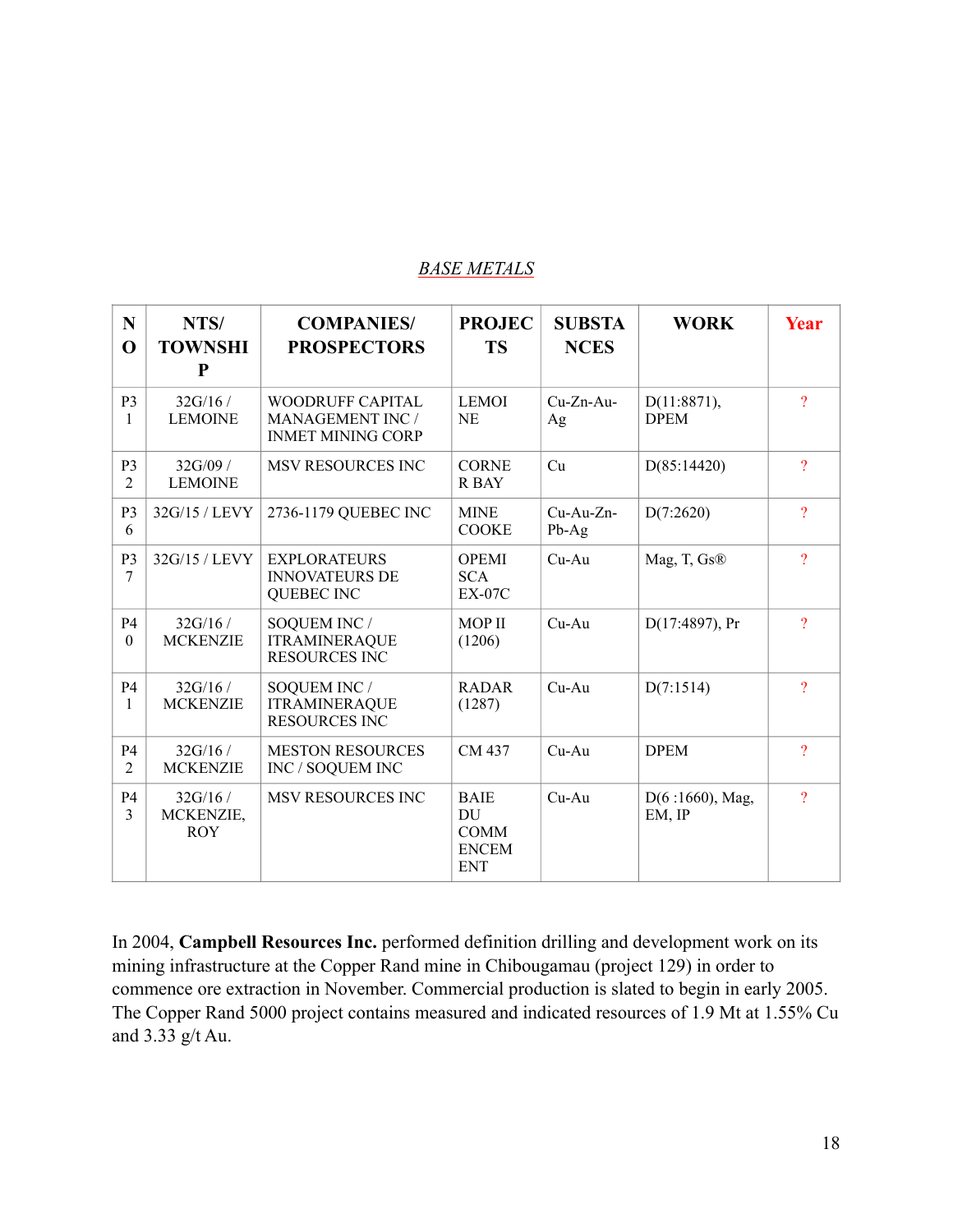*BASE METALS*

| NO | NTS/ TOWNSHIP | COMPANIES/ PROSPECTORS | PROJECTS | SUBSTANCES | WORK | Year |
|---|---|---|---|---|---|---|
| P31 | 32G/16 / LEMOINE | WOODRUFF CAPITAL MANAGEMENT INC / INMET MINING CORP | LEMOINE | Cu-Zn-Au-Ag | D(11:8871), DPEM | ? |
| P32 | 32G/09 / LEMOINE | MSV RESOURCES INC | CORNER BAY | Cu | D(85:14420) | ? |
| P36 | 32G/15 / LEVY | 2736-1179 QUEBEC INC | MINE COOKE | Cu-Au-Zn-Pb-Ag | D(7:2620) | ? |
| P37 | 32G/15 / LEVY | EXPLORATEURS INNOVATEURS DE QUEBEC INC | OPEMISCA EX-07C | Cu-Au | Mag, T, Gs® | ? |
| P40 | 32G/16 / MCKENZIE | SOQUEM INC / ITRAMINERAQUE RESOURCES INC | MOP II (1206) | Cu-Au | D(17:4897), Pr | ? |
| P41 | 32G/16 / MCKENZIE | SOQUEM INC / ITRAMINERAQUE RESOURCES INC | RADAR (1287) | Cu-Au | D(7:1514) | ? |
| P42 | 32G/16 / MCKENZIE | MESTON RESOURCES INC / SOQUEM INC | CM 437 | Cu-Au | DPEM | ? |
| P43 | 32G/16 / MCKENZIE, ROY | MSV RESOURCES INC | BAIE DU COMMENCEMENT | Cu-Au | D(6 :1660), Mag, EM, IP | ? |

In 2004, **Campbell Resources Inc.** performed definition drilling and development work on its mining infrastructure at the Copper Rand mine in Chibougamau (project 129) in order to commence ore extraction in November. Commercial production is slated to begin in early 2005. The Copper Rand 5000 project contains measured and indicated resources of 1.9 Mt at 1.55% Cu and 3.33 g/t Au.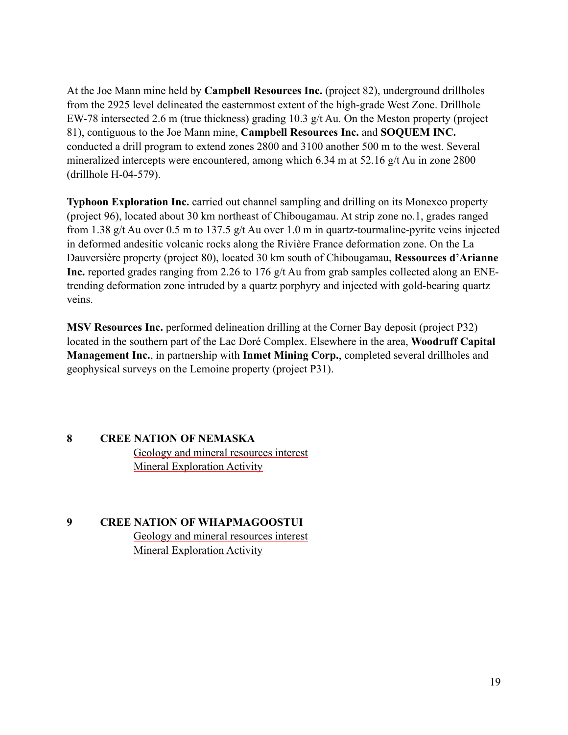At the Joe Mann mine held by **Campbell Resources Inc.** (project 82), underground drillholes from the 2925 level delineated the easternmost extent of the high-grade West Zone. Drillhole EW-78 intersected 2.6 m (true thickness) grading 10.3 g/t Au. On the Meston property (project 81), contiguous to the Joe Mann mine, **Campbell Resources Inc.** and **SOQUEM INC.** conducted a drill program to extend zones 2800 and 3100 another 500 m to the west. Several mineralized intercepts were encountered, among which 6.34 m at 52.16 g/t Au in zone 2800 (drillhole H-04-579).

**Typhoon Exploration Inc.** carried out channel sampling and drilling on its Monexco property (project 96), located about 30 km northeast of Chibougamau. At strip zone no.1, grades ranged from 1.38 g/t Au over 0.5 m to 137.5 g/t Au over 1.0 m in quartz-tourmaline-pyrite veins injected in deformed andesitic volcanic rocks along the Rivière France deformation zone. On the La Dauversière property (project 80), located 30 km south of Chibougamau, **Ressources d'Arianne Inc.** reported grades ranging from 2.26 to 176 g/t Au from grab samples collected along an ENE-trending deformation zone intruded by a quartz porphyry and injected with gold-bearing quartz veins.

**MSV Resources Inc.** performed delineation drilling at the Corner Bay deposit (project P32) located in the southern part of the Lac Doré Complex. Elsewhere in the area, **Woodruff Capital Management Inc.**, in partnership with **Inmet Mining Corp.**, completed several drillholes and geophysical surveys on the Lemoine property (project P31).

## 8 CREE NATION OF NEMASKA

Geology and mineral resources interest

Mineral Exploration Activity

## 9 CREE NATION OF WHAPMAGOOSTUI

Geology and mineral resources interest

Mineral Exploration Activity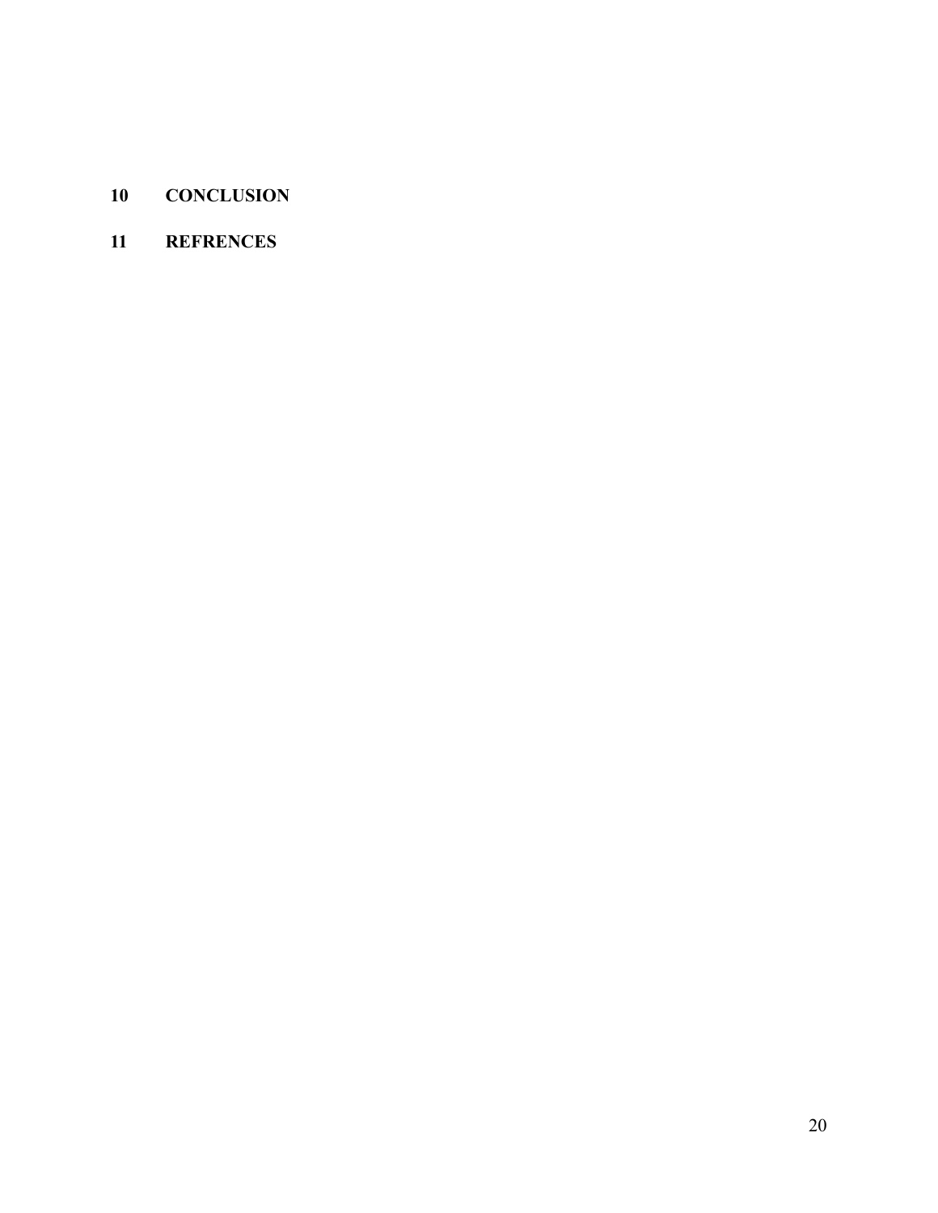# 10 CONCLUSION

# 11 REFRENCES